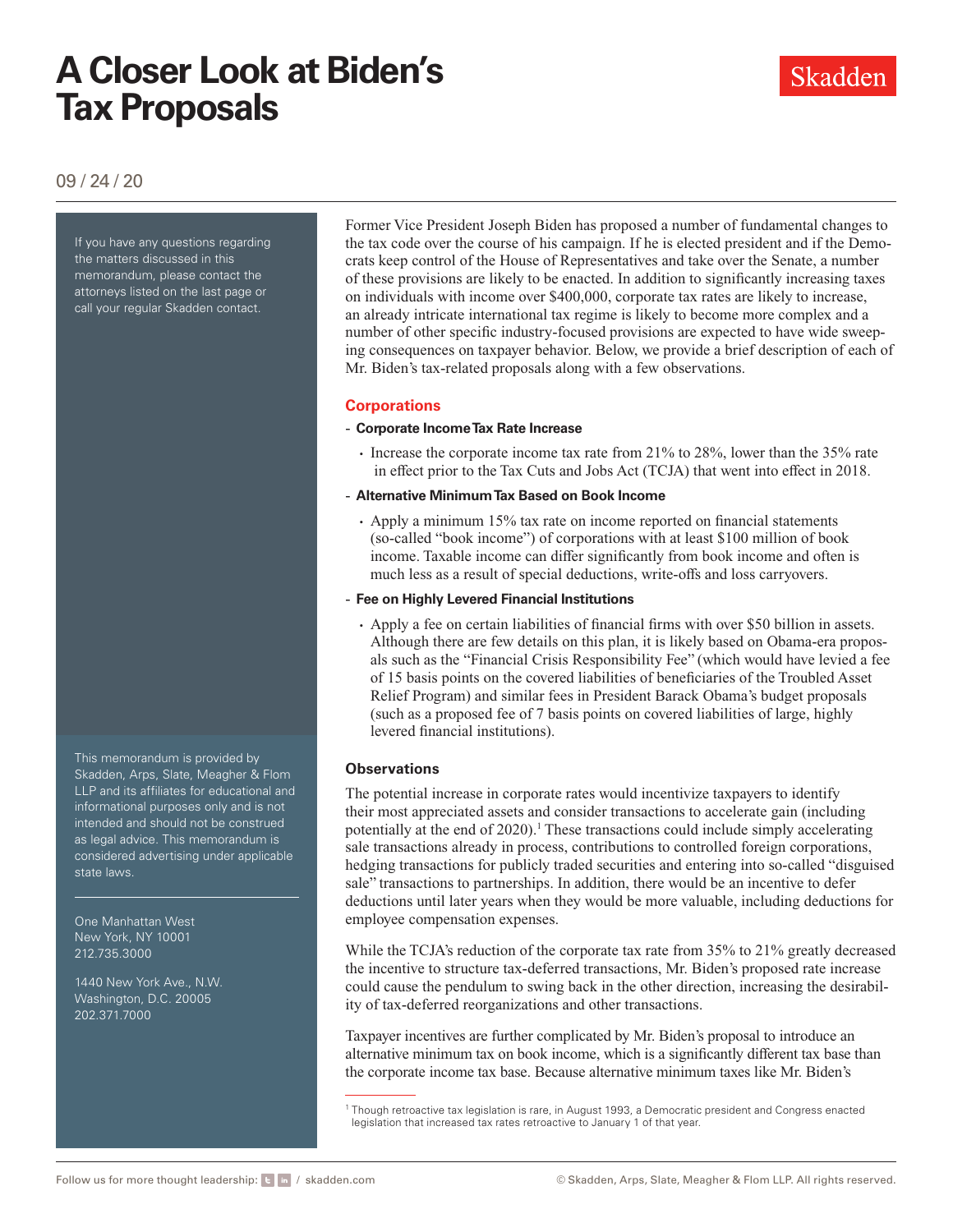# A Closer Look at Biden's Tax Proposals

09 / 24 / 20

If you have any questions regarding the matters discussed in this memorandum, please contact the attorneys listed on the last page or call your regular Skadden contact.

Former Vice President Joseph Biden has proposed a number of fundamental changes to the tax code over the course of his campaign. If he is elected president and if the Democrats keep control of the House of Representatives and take over the Senate, a number of these provisions are likely to be enacted. In addition to significantly increasing taxes on individuals with income over $400,000, corporate tax rates are likely to increase, an already intricate international tax regime is likely to become more complex and a number of other specific industry-focused provisions are expected to have wide sweeping consequences on taxpayer behavior. Below, we provide a brief description of each of Mr. Biden's tax-related proposals along with a few observations.

## Corporations

- **Corporate Income Tax Rate Increase**
  - Increase the corporate income tax rate from 21% to 28%, lower than the 35% rate in effect prior to the Tax Cuts and Jobs Act (TCJA) that went into effect in 2018.
- **Alternative Minimum Tax Based on Book Income**
  - Apply a minimum 15% tax rate on income reported on financial statements (so-called "book income") of corporations with at least $100 million of book income. Taxable income can differ significantly from book income and often is much less as a result of special deductions, write-offs and loss carryovers.
- **Fee on Highly Levered Financial Institutions**
  - Apply a fee on certain liabilities of financial firms with over $50 billion in assets. Although there are few details on this plan, it is likely based on Obama-era proposals such as the "Financial Crisis Responsibility Fee" (which would have levied a fee of 15 basis points on the covered liabilities of beneficiaries of the Troubled Asset Relief Program) and similar fees in President Barack Obama's budget proposals (such as a proposed fee of 7 basis points on covered liabilities of large, highly levered financial institutions).

### Observations

The potential increase in corporate rates would incentivize taxpayers to identify their most appreciated assets and consider transactions to accelerate gain (including potentially at the end of 2020).[1] These transactions could include simply accelerating sale transactions already in process, contributions to controlled foreign corporations, hedging transactions for publicly traded securities and entering into so-called "disguised sale" transactions to partnerships. In addition, there would be an incentive to defer deductions until later years when they would be more valuable, including deductions for employee compensation expenses.

While the TCJA's reduction of the corporate tax rate from 35% to 21% greatly decreased the incentive to structure tax-deferred transactions, Mr. Biden's proposed rate increase could cause the pendulum to swing back in the other direction, increasing the desirability of tax-deferred reorganizations and other transactions.

Taxpayer incentives are further complicated by Mr. Biden's proposal to introduce an alternative minimum tax on book income, which is a significantly different tax base than the corporate income tax base. Because alternative minimum taxes like Mr. Biden's

[1] Though retroactive tax legislation is rare, in August 1993, a Democratic president and Congress enacted legislation that increased tax rates retroactive to January 1 of that year.

This memorandum is provided by Skadden, Arps, Slate, Meagher & Flom LLP and its affiliates for educational and informational purposes only and is not intended and should not be construed as legal advice. This memorandum is considered advertising under applicable state laws.

One Manhattan West
New York, NY 10001
212.735.3000

1440 New York Ave., N.W.
Washington, D.C. 20005
202.371.7000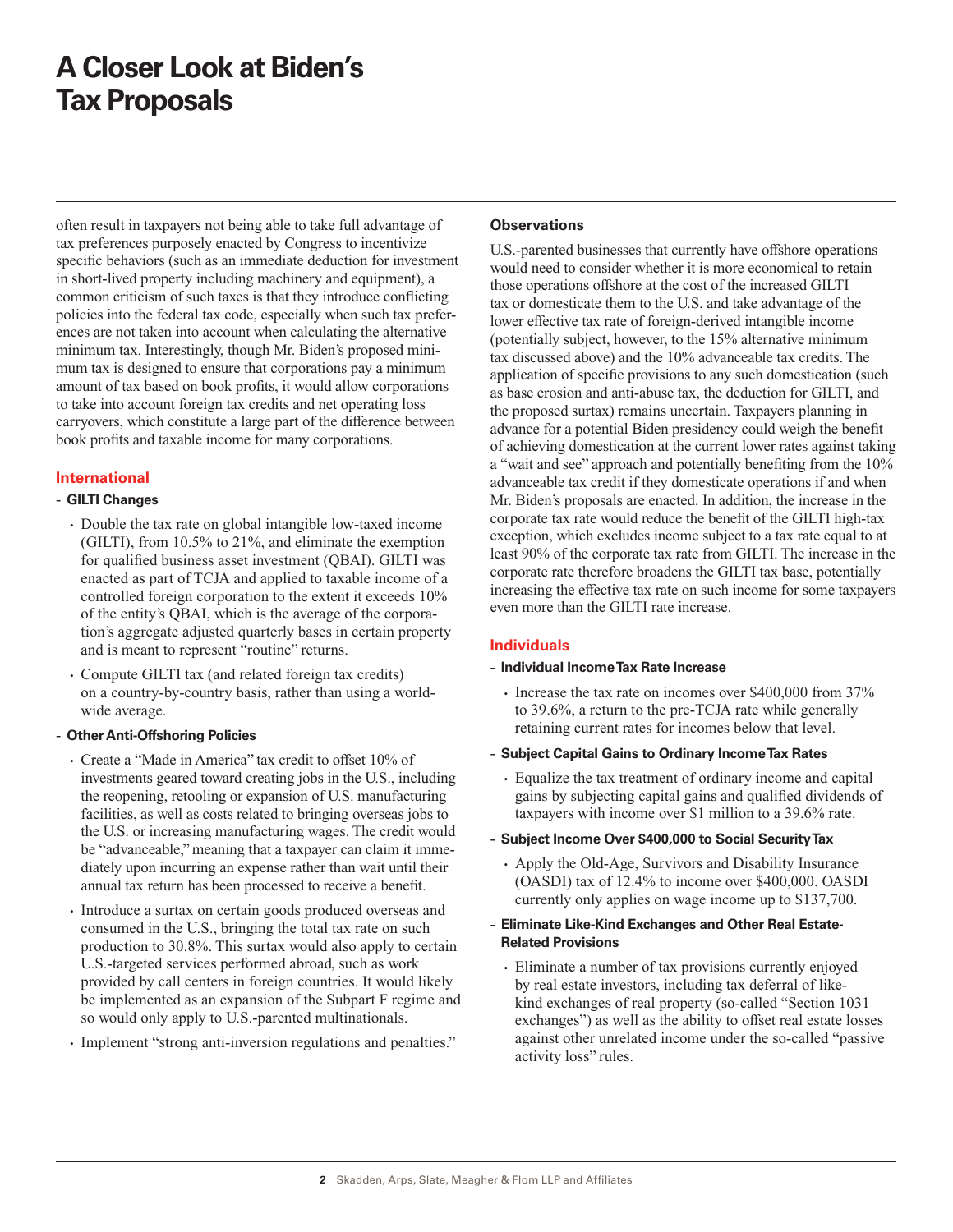often result in taxpayers not being able to take full advantage of tax preferences purposely enacted by Congress to incentivize specific behaviors (such as an immediate deduction for investment in short-lived property including machinery and equipment), a common criticism of such taxes is that they introduce conflicting policies into the federal tax code, especially when such tax preferences are not taken into account when calculating the alternative minimum tax. Interestingly, though Mr. Biden's proposed minimum tax is designed to ensure that corporations pay a minimum amount of tax based on book profits, it would allow corporations to take into account foreign tax credits and net operating loss carryovers, which constitute a large part of the difference between book profits and taxable income for many corporations.

## International

- **GILTI Changes**
  - Double the tax rate on global intangible low-taxed income (GILTI), from 10.5% to 21%, and eliminate the exemption for qualified business asset investment (QBAI). GILTI was enacted as part of TCJA and applied to taxable income of a controlled foreign corporation to the extent it exceeds 10% of the entity's QBAI, which is the average of the corporation's aggregate adjusted quarterly bases in certain property and is meant to represent "routine" returns.
  - Compute GILTI tax (and related foreign tax credits) on a country-by-country basis, rather than using a worldwide average.
- **Other Anti-Offshoring Policies**
  - Create a "Made in America" tax credit to offset 10% of investments geared toward creating jobs in the U.S., including the reopening, retooling or expansion of U.S. manufacturing facilities, as well as costs related to bringing overseas jobs to the U.S. or increasing manufacturing wages. The credit would be "advanceable," meaning that a taxpayer can claim it immediately upon incurring an expense rather than wait until their annual tax return has been processed to receive a benefit.
  - Introduce a surtax on certain goods produced overseas and consumed in the U.S., bringing the total tax rate on such production to 30.8%. This surtax would also apply to certain U.S.-targeted services performed abroad, such as work provided by call centers in foreign countries. It would likely be implemented as an expansion of the Subpart F regime and so would only apply to U.S.-parented multinationals.
  - Implement "strong anti-inversion regulations and penalties."

### Observations

U.S.-parented businesses that currently have offshore operations would need to consider whether it is more economical to retain those operations offshore at the cost of the increased GILTI tax or domesticate them to the U.S. and take advantage of the lower effective tax rate of foreign-derived intangible income (potentially subject, however, to the 15% alternative minimum tax discussed above) and the 10% advanceable tax credits. The application of specific provisions to any such domestication (such as base erosion and anti-abuse tax, the deduction for GILTI, and the proposed surtax) remains uncertain. Taxpayers planning in advance for a potential Biden presidency could weigh the benefit of achieving domestication at the current lower rates against taking a "wait and see" approach and potentially benefiting from the 10% advanceable tax credit if they domesticate operations if and when Mr. Biden's proposals are enacted. In addition, the increase in the corporate tax rate would reduce the benefit of the GILTI high-tax exception, which excludes income subject to a tax rate equal to at least 90% of the corporate tax rate from GILTI. The increase in the corporate rate therefore broadens the GILTI tax base, potentially increasing the effective tax rate on such income for some taxpayers even more than the GILTI rate increase.

## Individuals

- **Individual Income Tax Rate Increase**
  - Increase the tax rate on incomes over $400,000 from 37% to 39.6%, a return to the pre-TCJA rate while generally retaining current rates for incomes below that level.
- **Subject Capital Gains to Ordinary Income Tax Rates**
  - Equalize the tax treatment of ordinary income and capital gains by subjecting capital gains and qualified dividends of taxpayers with income over $1 million to a 39.6% rate.
- **Subject Income Over $400,000 to Social Security Tax**
  - Apply the Old-Age, Survivors and Disability Insurance (OASDI) tax of 12.4% to income over $400,000. OASDI currently only applies on wage income up to $137,700.
- **Eliminate Like-Kind Exchanges and Other Real Estate-Related Provisions**
  - Eliminate a number of tax provisions currently enjoyed by real estate investors, including tax deferral of like-kind exchanges of real property (so-called "Section 1031 exchanges") as well as the ability to offset real estate losses against other unrelated income under the so-called "passive activity loss" rules.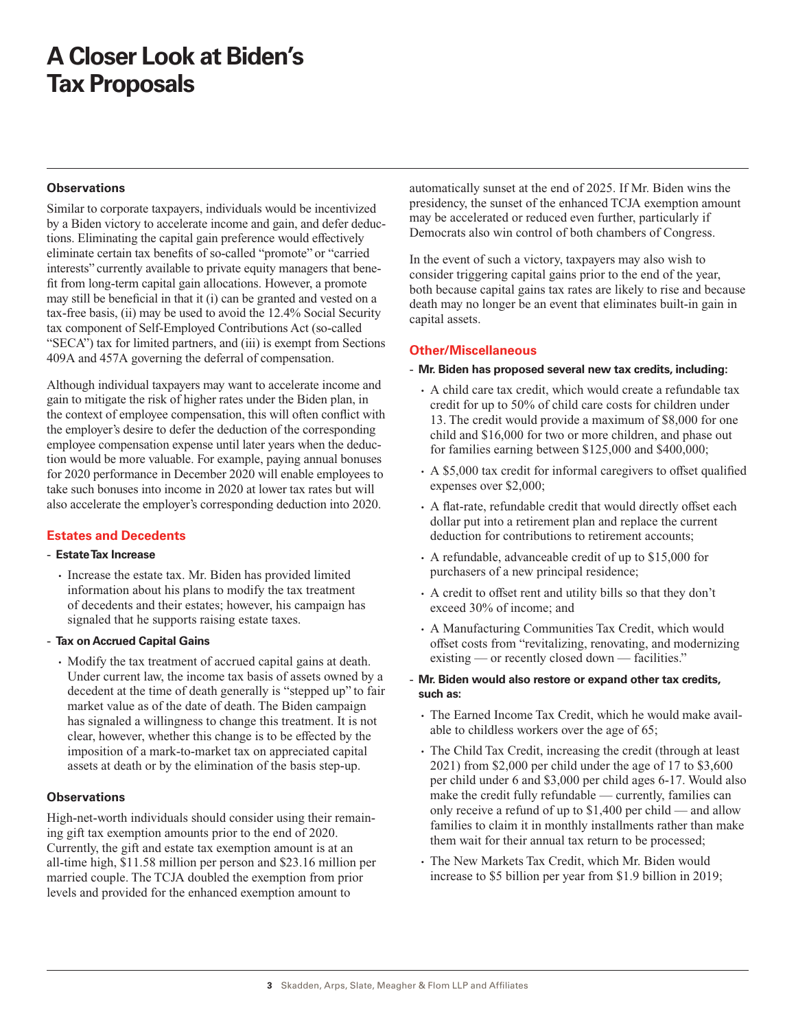# A Closer Look at Biden's Tax Proposals

### Observations

Similar to corporate taxpayers, individuals would be incentivized by a Biden victory to accelerate income and gain, and defer deductions. Eliminating the capital gain preference would effectively eliminate certain tax benefits of so-called "promote" or "carried interests" currently available to private equity managers that benefit from long-term capital gain allocations. However, a promote may still be beneficial in that it (i) can be granted and vested on a tax-free basis, (ii) may be used to avoid the 12.4% Social Security tax component of Self-Employed Contributions Act (so-called "SECA") tax for limited partners, and (iii) is exempt from Sections 409A and 457A governing the deferral of compensation.

Although individual taxpayers may want to accelerate income and gain to mitigate the risk of higher rates under the Biden plan, in the context of employee compensation, this will often conflict with the employer's desire to defer the deduction of the corresponding employee compensation expense until later years when the deduction would be more valuable. For example, paying annual bonuses for 2020 performance in December 2020 will enable employees to take such bonuses into income in 2020 at lower tax rates but will also accelerate the employer's corresponding deduction into 2020.

## Estates and Decedents

- **Estate Tax Increase**
  - Increase the estate tax. Mr. Biden has provided limited information about his plans to modify the tax treatment of decedents and their estates; however, his campaign has signaled that he supports raising estate taxes.
- **Tax on Accrued Capital Gains**
  - Modify the tax treatment of accrued capital gains at death. Under current law, the income tax basis of assets owned by a decedent at the time of death generally is "stepped up" to fair market value as of the date of death. The Biden campaign has signaled a willingness to change this treatment. It is not clear, however, whether this change is to be effected by the imposition of a mark-to-market tax on appreciated capital assets at death or by the elimination of the basis step-up.

### Observations

High-net-worth individuals should consider using their remaining gift tax exemption amounts prior to the end of 2020. Currently, the gift and estate tax exemption amount is at an all-time high, $11.58 million per person and $23.16 million per married couple. The TCJA doubled the exemption from prior levels and provided for the enhanced exemption amount to automatically sunset at the end of 2025. If Mr. Biden wins the presidency, the sunset of the enhanced TCJA exemption amount may be accelerated or reduced even further, particularly if Democrats also win control of both chambers of Congress.

In the event of such a victory, taxpayers may also wish to consider triggering capital gains prior to the end of the year, both because capital gains tax rates are likely to rise and because death may no longer be an event that eliminates built-in gain in capital assets.

## Other/Miscellaneous

- **Mr. Biden has proposed several new tax credits, including:**
  - A child care tax credit, which would create a refundable tax credit for up to 50% of child care costs for children under 13. The credit would provide a maximum of $8,000 for one child and $16,000 for two or more children, and phase out for families earning between $125,000 and $400,000;
  - A $5,000 tax credit for informal caregivers to offset qualified expenses over $2,000;
  - A flat-rate, refundable credit that would directly offset each dollar put into a retirement plan and replace the current deduction for contributions to retirement accounts;
  - A refundable, advanceable credit of up to $15,000 for purchasers of a new principal residence;
  - A credit to offset rent and utility bills so that they don't exceed 30% of income; and
  - A Manufacturing Communities Tax Credit, which would offset costs from "revitalizing, renovating, and modernizing existing — or recently closed down — facilities."
- **Mr. Biden would also restore or expand other tax credits, such as:**
  - The Earned Income Tax Credit, which he would make available to childless workers over the age of 65;
  - The Child Tax Credit, increasing the credit (through at least 2021) from $2,000 per child under the age of 17 to $3,600 per child under 6 and $3,000 per child ages 6-17. Would also make the credit fully refundable — currently, families can only receive a refund of up to $1,400 per child — and allow families to claim it in monthly installments rather than make them wait for their annual tax return to be processed;
  - The New Markets Tax Credit, which Mr. Biden would increase to $5 billion per year from $1.9 billion in 2019;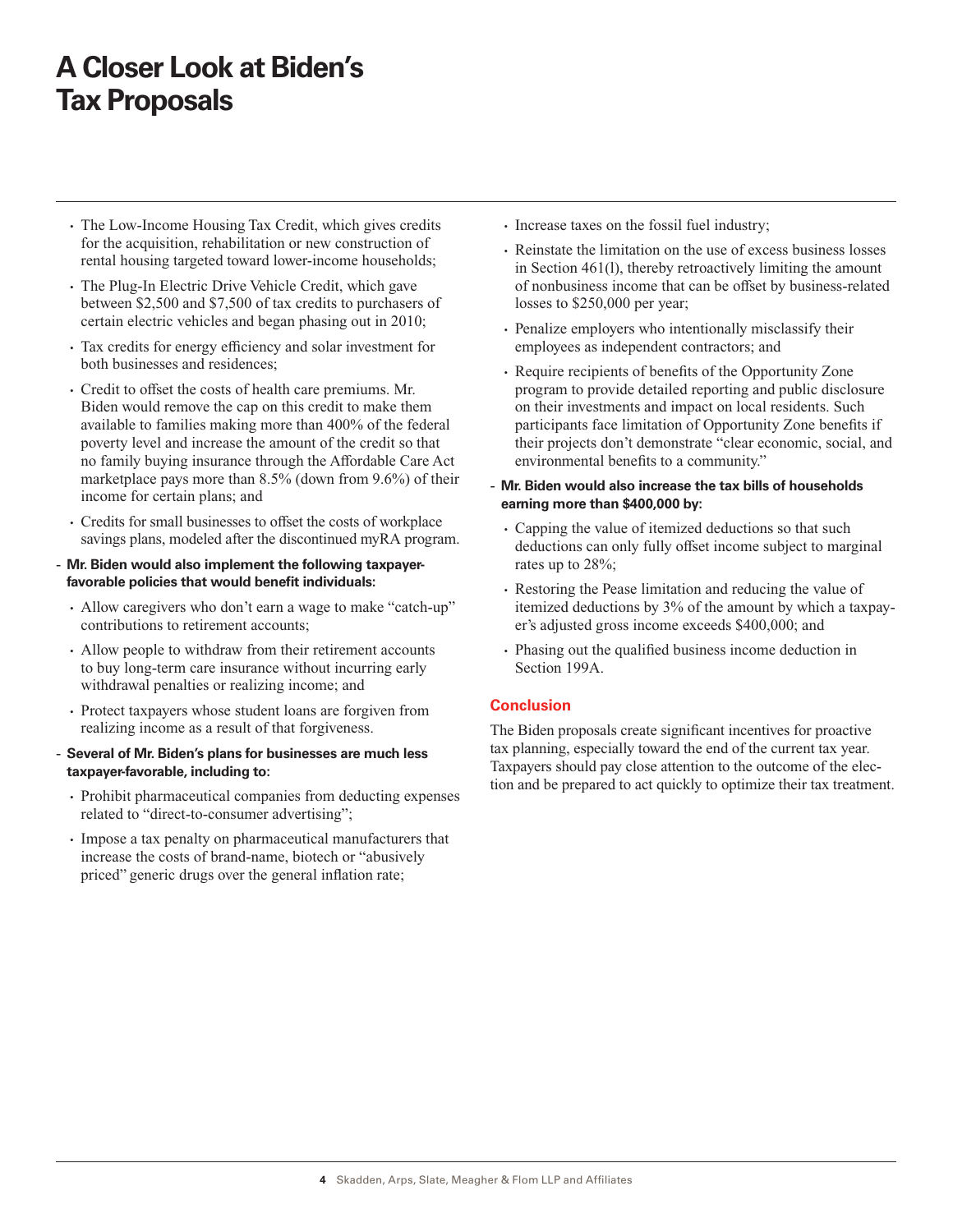# A Closer Look at Biden's Tax Proposals

- The Low-Income Housing Tax Credit, which gives credits for the acquisition, rehabilitation or new construction of rental housing targeted toward lower-income households;
- The Plug-In Electric Drive Vehicle Credit, which gave between $2,500 and $7,500 of tax credits to purchasers of certain electric vehicles and began phasing out in 2010;
- Tax credits for energy efficiency and solar investment for both businesses and residences;
- Credit to offset the costs of health care premiums. Mr. Biden would remove the cap on this credit to make them available to families making more than 400% of the federal poverty level and increase the amount of the credit so that no family buying insurance through the Affordable Care Act marketplace pays more than 8.5% (down from 9.6%) of their income for certain plans; and
- Credits for small businesses to offset the costs of workplace savings plans, modeled after the discontinued myRA program.

- **Mr. Biden would also implement the following taxpayer-favorable policies that would benefit individuals:**
  - Allow caregivers who don't earn a wage to make "catch-up" contributions to retirement accounts;
  - Allow people to withdraw from their retirement accounts to buy long-term care insurance without incurring early withdrawal penalties or realizing income; and
  - Protect taxpayers whose student loans are forgiven from realizing income as a result of that forgiveness.

- **Several of Mr. Biden's plans for businesses are much less taxpayer-favorable, including to:**
  - Prohibit pharmaceutical companies from deducting expenses related to "direct-to-consumer advertising";
  - Impose a tax penalty on pharmaceutical manufacturers that increase the costs of brand-name, biotech or "abusively priced" generic drugs over the general inflation rate;
  - Increase taxes on the fossil fuel industry;
  - Reinstate the limitation on the use of excess business losses in Section 461(l), thereby retroactively limiting the amount of nonbusiness income that can be offset by business-related losses to $250,000 per year;
  - Penalize employers who intentionally misclassify their employees as independent contractors; and
  - Require recipients of benefits of the Opportunity Zone program to provide detailed reporting and public disclosure on their investments and impact on local residents. Such participants face limitation of Opportunity Zone benefits if their projects don't demonstrate "clear economic, social, and environmental benefits to a community."

- **Mr. Biden would also increase the tax bills of households earning more than $400,000 by:**
  - Capping the value of itemized deductions so that such deductions can only fully offset income subject to marginal rates up to 28%;
  - Restoring the Pease limitation and reducing the value of itemized deductions by 3% of the amount by which a taxpayer's adjusted gross income exceeds $400,000; and
  - Phasing out the qualified business income deduction in Section 199A.

## Conclusion

The Biden proposals create significant incentives for proactive tax planning, especially toward the end of the current tax year. Taxpayers should pay close attention to the outcome of the election and be prepared to act quickly to optimize their tax treatment.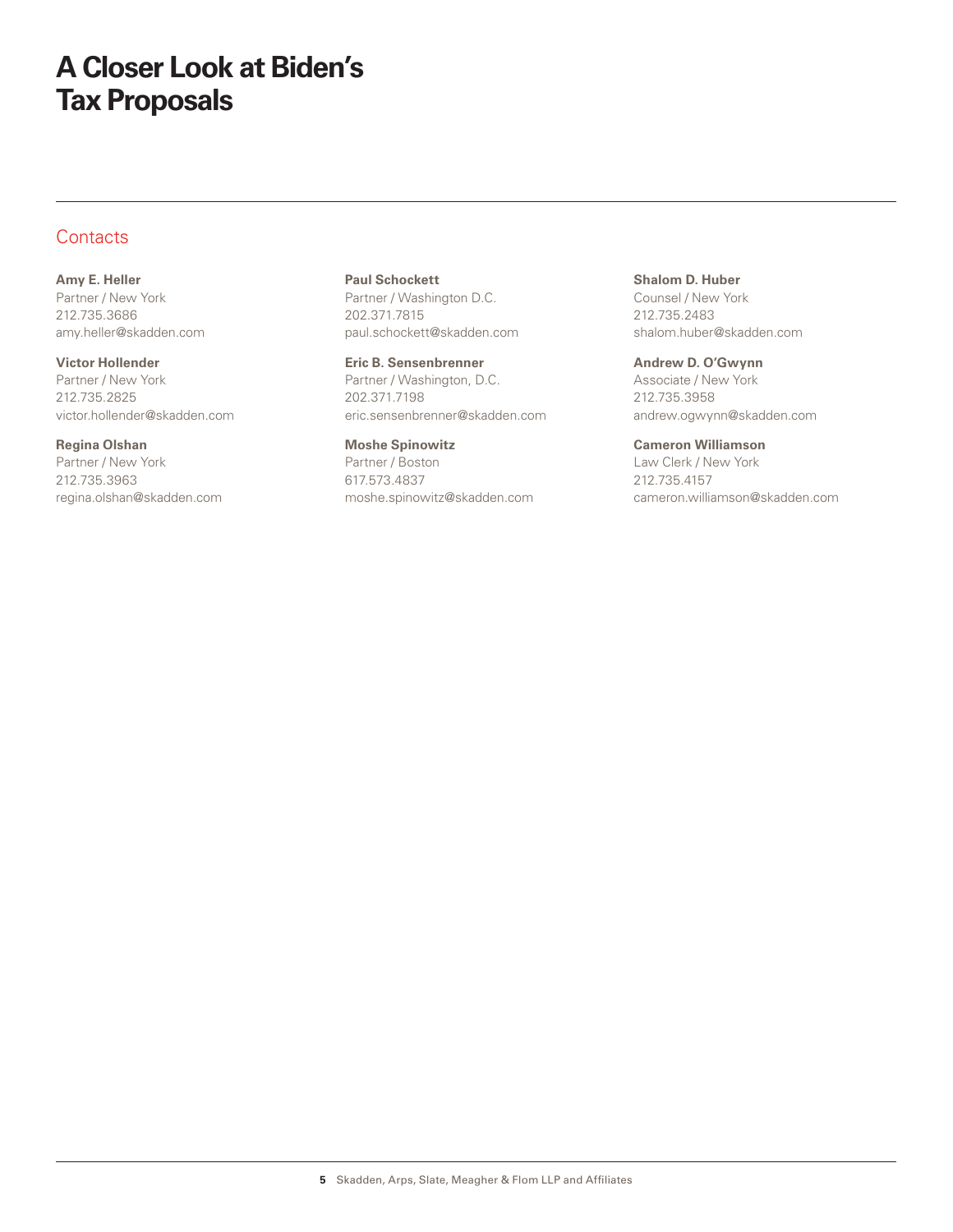# A Closer Look at Biden's Tax Proposals

## Contacts

**Amy E. Heller**
Partner / New York
212.735.3686
amy.heller@skadden.com

**Victor Hollender**
Partner / New York
212.735.2825
victor.hollender@skadden.com

**Regina Olshan**
Partner / New York
212.735.3963
regina.olshan@skadden.com

**Paul Schockett**
Partner / Washington D.C.
202.371.7815
paul.schockett@skadden.com

**Eric B. Sensenbrenner**
Partner / Washington, D.C.
202.371.7198
eric.sensenbrenner@skadden.com

**Moshe Spinowitz**
Partner / Boston
617.573.4837
moshe.spinowitz@skadden.com

**Shalom D. Huber**
Counsel / New York
212.735.2483
shalom.huber@skadden.com

**Andrew D. O'Gwynn**
Associate / New York
212.735.3958
andrew.ogwynn@skadden.com

**Cameron Williamson**
Law Clerk / New York
212.735.4157
cameron.williamson@skadden.com